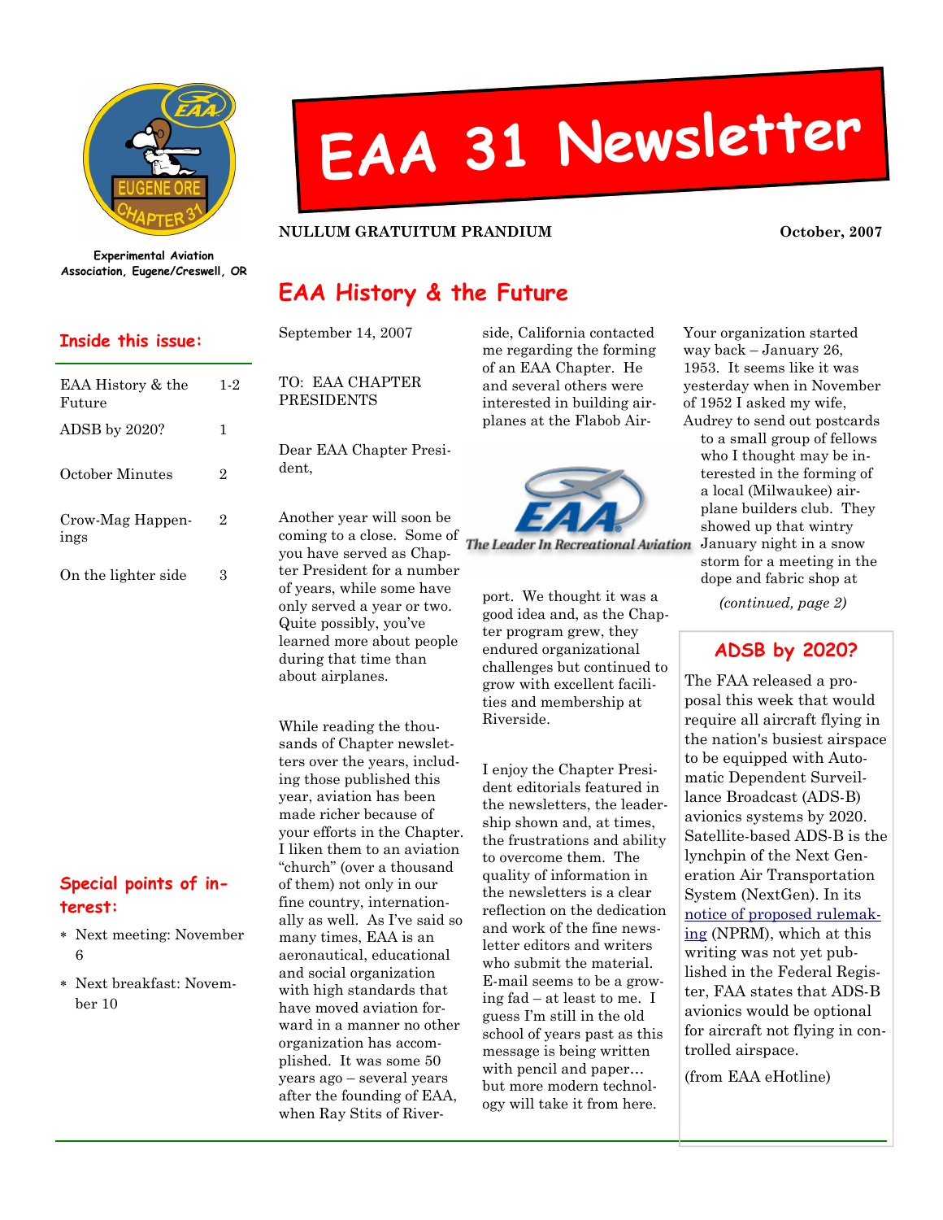# EAA 31 Newsletter

**NULLUM GRATUITUM PRANDIUM** — **October, 2007**

**Experimental Aviation Association, Eugene/Creswell, OR**

## Inside this issue:

| | |
|---|---|
| EAA History & the Future | 1-2 |
| ADSB by 2020? | 1 |
| October Minutes | 2 |
| Crow-Mag Happenings | 2 |
| On the lighter side | 3 |

## Special points of interest:

- Next meeting: November 6
- Next breakfast: November 10

## EAA History & the Future

September 14, 2007

TO: EAA CHAPTER PRESIDENTS

Dear EAA Chapter President,

Another year will soon be coming to a close. Some of you have served as Chapter President for a number of years, while some have only served a year or two. Quite possibly, you've learned more about people during that time than about airplanes.

While reading the thousands of Chapter newsletters over the years, including those published this year, aviation has been made richer because of your efforts in the Chapter. I liken them to an aviation "church" (over a thousand of them) not only in our fine country, internationally as well. As I've said so many times, EAA is an aeronautical, educational and social organization with high standards that have moved aviation forward in a manner no other organization has accomplished. It was some 50 years ago – several years after the founding of EAA, when Ray Stits of Riverside, California contacted me regarding the forming of an EAA Chapter. He and several others were interested in building airplanes at the Flabob Airport. We thought it was a good idea and, as the Chapter program grew, they endured organizational challenges but continued to grow with excellent facilities and membership at Riverside.

I enjoy the Chapter President editorials featured in the newsletters, the leadership shown and, at times, the frustrations and ability to overcome them. The quality of information in the newsletters is a clear reflection on the dedication and work of the fine newsletter editors and writers who submit the material. E-mail seems to be a growing fad – at least to me. I guess I'm still in the old school of years past as this message is being written with pencil and paper… but more modern technology will take it from here.

Your organization started way back – January 26, 1953. It seems like it was yesterday when in November of 1952 I asked my wife, Audrey to send out postcards to a small group of fellows who I thought may be interested in the forming of a local (Milwaukee) airplane builders club. They showed up that wintry January night in a snow storm for a meeting in the dope and fabric shop at

*(continued, page 2)*

## ADSB by 2020?

The FAA released a proposal this week that would require all aircraft flying in the nation's busiest airspace to be equipped with Automatic Dependent Surveillance Broadcast (ADS-B) avionics systems by 2020. Satellite-based ADS-B is the lynchpin of the Next Generation Air Transportation System (NextGen). In its notice of proposed rulemaking (NPRM), which at this writing was not yet published in the Federal Register, FAA states that ADS-B avionics would be optional for aircraft not flying in controlled airspace.

(from EAA eHotline)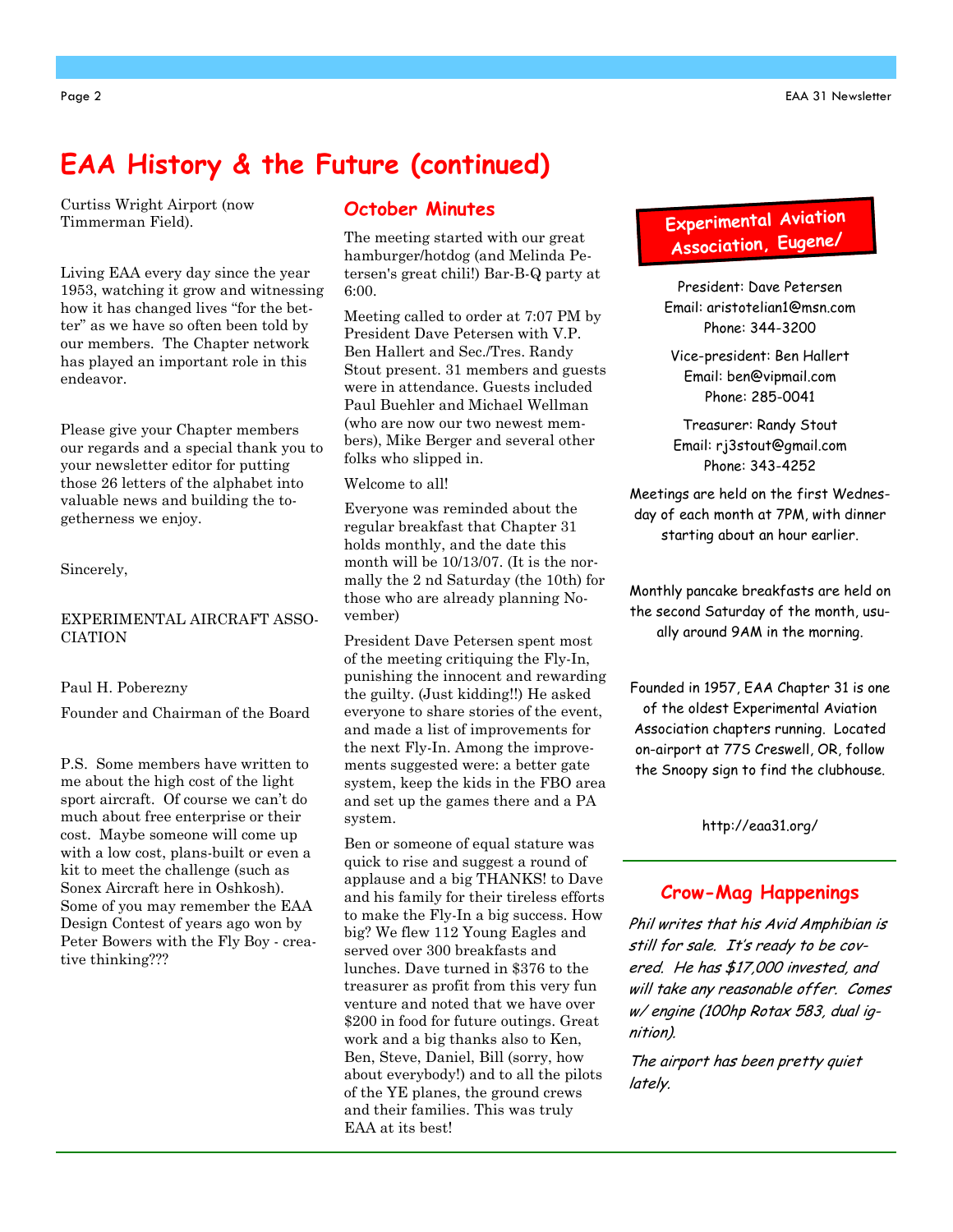# EAA History & the Future (continued)

Curtiss Wright Airport (now Timmerman Field).

Living EAA every day since the year 1953, watching it grow and witnessing how it has changed lives "for the better" as we have so often been told by our members. The Chapter network has played an important role in this endeavor.

Please give your Chapter members our regards and a special thank you to your newsletter editor for putting those 26 letters of the alphabet into valuable news and building the togetherness we enjoy.

Sincerely,

EXPERIMENTAL AIRCRAFT ASSOCIATION

Paul H. Poberezny

Founder and Chairman of the Board

P.S. Some members have written to me about the high cost of the light sport aircraft. Of course we can't do much about free enterprise or their cost. Maybe someone will come up with a low cost, plans-built or even a kit to meet the challenge (such as Sonex Aircraft here in Oshkosh). Some of you may remember the EAA Design Contest of years ago won by Peter Bowers with the Fly Boy - creative thinking???

## October Minutes

The meeting started with our great hamburger/hotdog (and Melinda Petersen's great chili!) Bar-B-Q party at 6:00.

Meeting called to order at 7:07 PM by President Dave Petersen with V.P. Ben Hallert and Sec./Tres. Randy Stout present. 31 members and guests were in attendance. Guests included Paul Buehler and Michael Wellman (who are now our two newest members), Mike Berger and several other folks who slipped in.

Welcome to all!

Everyone was reminded about the regular breakfast that Chapter 31 holds monthly, and the date this month will be 10/13/07. (It is the normally the 2 nd Saturday (the 10th) for those who are already planning November)

President Dave Petersen spent most of the meeting critiquing the Fly-In, punishing the innocent and rewarding the guilty. (Just kidding!!) He asked everyone to share stories of the event, and made a list of improvements for the next Fly-In. Among the improvements suggested were: a better gate system, keep the kids in the FBO area and set up the games there and a PA system.

Ben or someone of equal stature was quick to rise and suggest a round of applause and a big THANKS! to Dave and his family for their tireless efforts to make the Fly-In a big success. How big? We flew 112 Young Eagles and served over 300 breakfasts and lunches. Dave turned in $376 to the treasurer as profit from this very fun venture and noted that we have over $200 in food for future outings. Great work and a big thanks also to Ken, Ben, Steve, Daniel, Bill (sorry, how about everybody!) and to all the pilots of the YE planes, the ground crews and their families. This was truly EAA at its best!

## Experimental Aviation Association, Eugene/

President: Dave Petersen
Email: aristotelian1@msn.com
Phone: 344-3200

Vice-president: Ben Hallert
Email: ben@vipmail.com
Phone: 285-0041

Treasurer: Randy Stout
Email: rj3stout@gmail.com
Phone: 343-4252

Meetings are held on the first Wednesday of each month at 7PM, with dinner starting about an hour earlier.

Monthly pancake breakfasts are held on the second Saturday of the month, usually around 9AM in the morning.

Founded in 1957, EAA Chapter 31 is one of the oldest Experimental Aviation Association chapters running. Located on-airport at 77S Creswell, OR, follow the Snoopy sign to find the clubhouse.

http://eaa31.org/

## Crow-Mag Happenings

*Phil writes that his Avid Amphibian is still for sale. It's ready to be covered. He has $17,000 invested, and will take any reasonable offer. Comes w/ engine (100hp Rotax 583, dual ignition).*

*The airport has been pretty quiet lately.*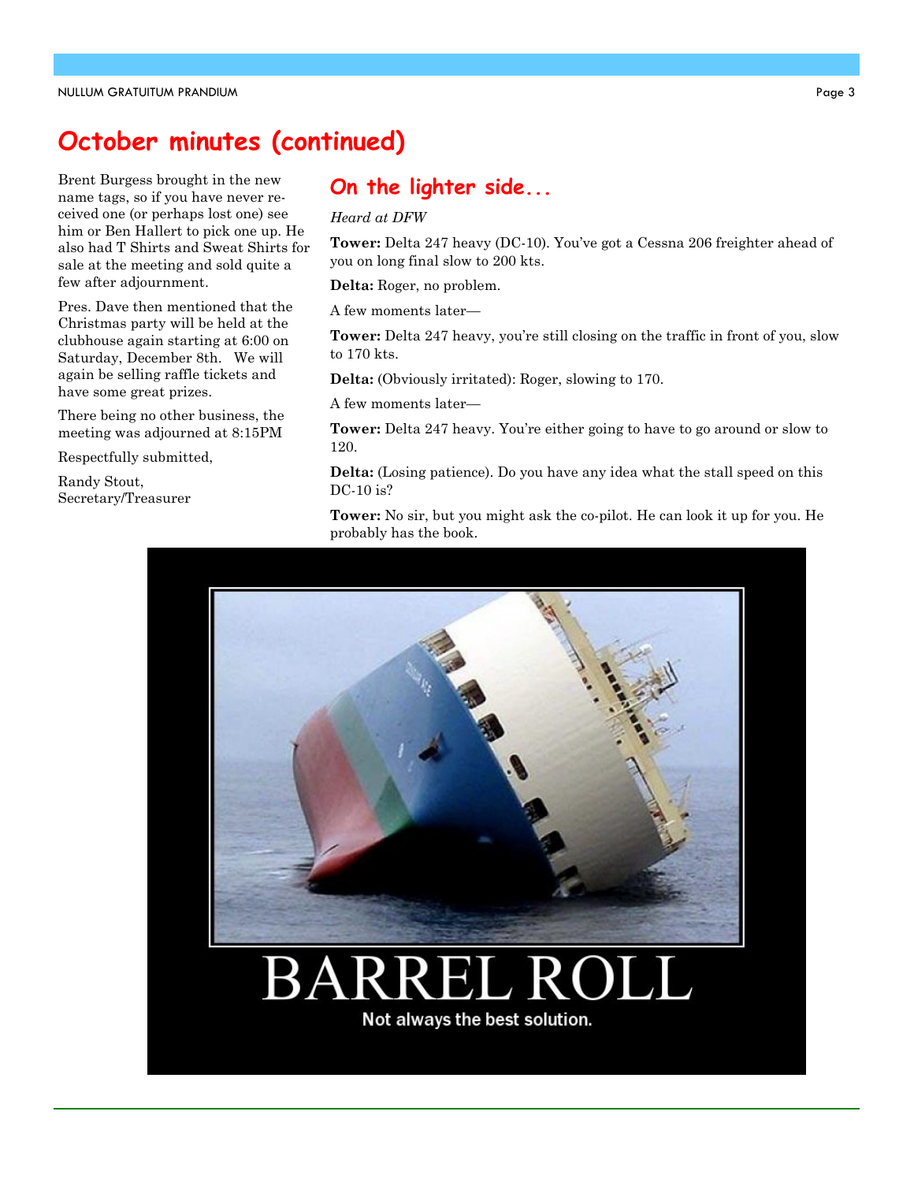## October minutes (continued)

Brent Burgess brought in the new name tags, so if you have never received one (or perhaps lost one) see him or Ben Hallert to pick one up. He also had T Shirts and Sweat Shirts for sale at the meeting and sold quite a few after adjournment.

Pres. Dave then mentioned that the Christmas party will be held at the clubhouse again starting at 6:00 on Saturday, December 8th. We will again be selling raffle tickets and have some great prizes.

There being no other business, the meeting was adjourned at 8:15PM

Respectfully submitted,

Randy Stout,
Secretary/Treasurer

## On the lighter side...

*Heard at DFW*

**Tower:** Delta 247 heavy (DC-10). You've got a Cessna 206 freighter ahead of you on long final slow to 200 kts.

**Delta:** Roger, no problem.

A few moments later—

**Tower:** Delta 247 heavy, you're still closing on the traffic in front of you, slow to 170 kts.

**Delta:** (Obviously irritated): Roger, slowing to 170.

A few moments later—

**Tower:** Delta 247 heavy. You're either going to have to go around or slow to 120.

**Delta:** (Losing patience). Do you have any idea what the stall speed on this DC-10 is?

**Tower:** No sir, but you might ask the co-pilot. He can look it up for you. He probably has the book.

BARREL ROLL

Not always the best solution.